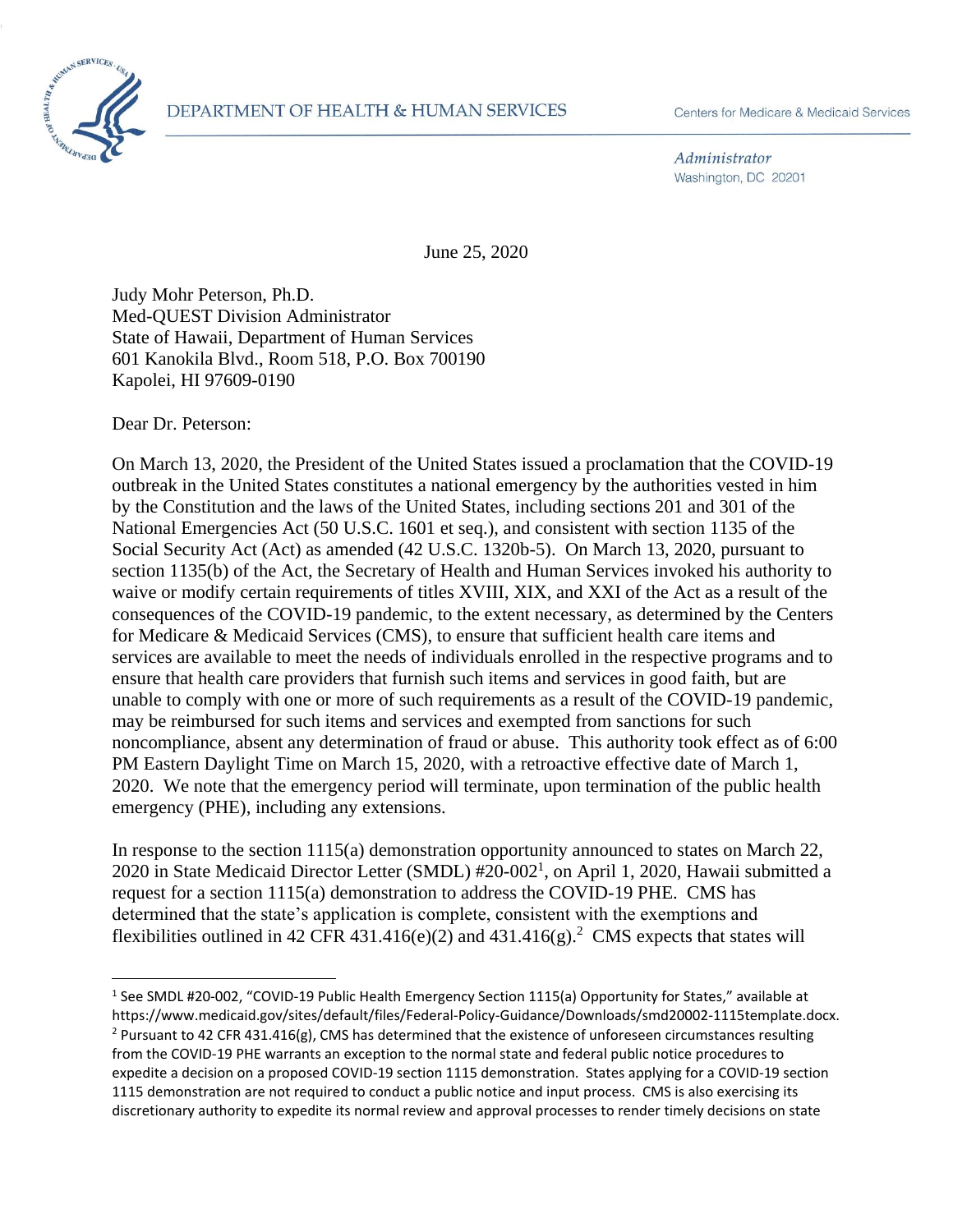DEPARTMENT OF HEALTH & HUMAN SERVICES

Centers for Medicare & Medicaid Services

*Administrator*
Washington, DC 20201

June 25, 2020

Judy Mohr Peterson, Ph.D.
Med-QUEST Division Administrator
State of Hawaii, Department of Human Services
601 Kanokila Blvd., Room 518, P.O. Box 700190
Kapolei, HI 97609-0190

Dear Dr. Peterson:

On March 13, 2020, the President of the United States issued a proclamation that the COVID-19 outbreak in the United States constitutes a national emergency by the authorities vested in him by the Constitution and the laws of the United States, including sections 201 and 301 of the National Emergencies Act (50 U.S.C. 1601 et seq.), and consistent with section 1135 of the Social Security Act (Act) as amended (42 U.S.C. 1320b-5). On March 13, 2020, pursuant to section 1135(b) of the Act, the Secretary of Health and Human Services invoked his authority to waive or modify certain requirements of titles XVIII, XIX, and XXI of the Act as a result of the consequences of the COVID-19 pandemic, to the extent necessary, as determined by the Centers for Medicare & Medicaid Services (CMS), to ensure that sufficient health care items and services are available to meet the needs of individuals enrolled in the respective programs and to ensure that health care providers that furnish such items and services in good faith, but are unable to comply with one or more of such requirements as a result of the COVID-19 pandemic, may be reimbursed for such items and services and exempted from sanctions for such noncompliance, absent any determination of fraud or abuse. This authority took effect as of 6:00 PM Eastern Daylight Time on March 15, 2020, with a retroactive effective date of March 1, 2020. We note that the emergency period will terminate, upon termination of the public health emergency (PHE), including any extensions.

In response to the section 1115(a) demonstration opportunity announced to states on March 22, 2020 in State Medicaid Director Letter (SMDL) #20-002[1], on April 1, 2020, Hawaii submitted a request for a section 1115(a) demonstration to address the COVID-19 PHE. CMS has determined that the state's application is complete, consistent with the exemptions and flexibilities outlined in 42 CFR 431.416(e)(2) and 431.416(g).[2] CMS expects that states will

---

[1] See SMDL #20-002, "COVID-19 Public Health Emergency Section 1115(a) Opportunity for States," available at https://www.medicaid.gov/sites/default/files/Federal-Policy-Guidance/Downloads/smd20002-1115template.docx.

[2] Pursuant to 42 CFR 431.416(g), CMS has determined that the existence of unforeseen circumstances resulting from the COVID-19 PHE warrants an exception to the normal state and federal public notice procedures to expedite a decision on a proposed COVID-19 section 1115 demonstration. States applying for a COVID-19 section 1115 demonstration are not required to conduct a public notice and input process. CMS is also exercising its discretionary authority to expedite its normal review and approval processes to render timely decisions on state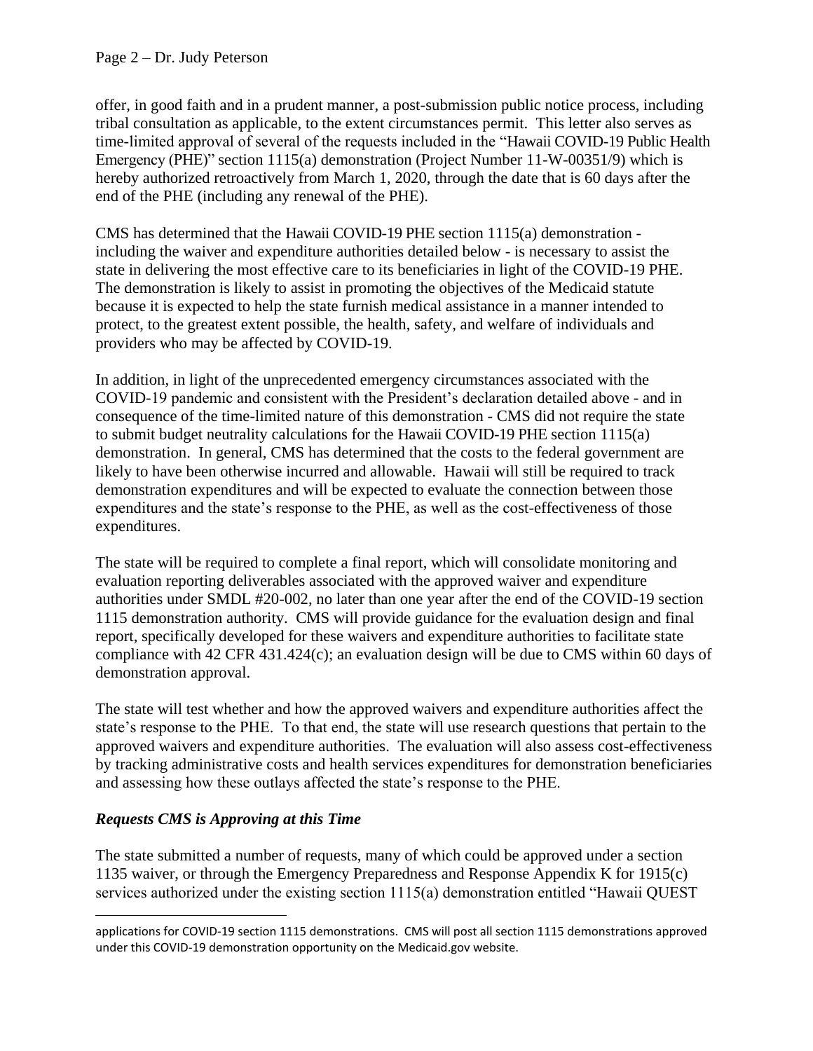offer, in good faith and in a prudent manner, a post-submission public notice process, including tribal consultation as applicable, to the extent circumstances permit. This letter also serves as time-limited approval of several of the requests included in the "Hawaii COVID-19 Public Health Emergency (PHE)" section 1115(a) demonstration (Project Number 11-W-00351/9) which is hereby authorized retroactively from March 1, 2020, through the date that is 60 days after the end of the PHE (including any renewal of the PHE).

CMS has determined that the Hawaii COVID-19 PHE section 1115(a) demonstration - including the waiver and expenditure authorities detailed below - is necessary to assist the state in delivering the most effective care to its beneficiaries in light of the COVID-19 PHE. The demonstration is likely to assist in promoting the objectives of the Medicaid statute because it is expected to help the state furnish medical assistance in a manner intended to protect, to the greatest extent possible, the health, safety, and welfare of individuals and providers who may be affected by COVID-19.

In addition, in light of the unprecedented emergency circumstances associated with the COVID-19 pandemic and consistent with the President's declaration detailed above - and in consequence of the time-limited nature of this demonstration - CMS did not require the state to submit budget neutrality calculations for the Hawaii COVID-19 PHE section 1115(a) demonstration. In general, CMS has determined that the costs to the federal government are likely to have been otherwise incurred and allowable. Hawaii will still be required to track demonstration expenditures and will be expected to evaluate the connection between those expenditures and the state's response to the PHE, as well as the cost-effectiveness of those expenditures.

The state will be required to complete a final report, which will consolidate monitoring and evaluation reporting deliverables associated with the approved waiver and expenditure authorities under SMDL #20-002, no later than one year after the end of the COVID-19 section 1115 demonstration authority. CMS will provide guidance for the evaluation design and final report, specifically developed for these waivers and expenditure authorities to facilitate state compliance with 42 CFR 431.424(c); an evaluation design will be due to CMS within 60 days of demonstration approval.

The state will test whether and how the approved waivers and expenditure authorities affect the state's response to the PHE. To that end, the state will use research questions that pertain to the approved waivers and expenditure authorities. The evaluation will also assess cost-effectiveness by tracking administrative costs and health services expenditures for demonstration beneficiaries and assessing how these outlays affected the state's response to the PHE.

### *Requests CMS is Approving at this Time*

The state submitted a number of requests, many of which could be approved under a section 1135 waiver, or through the Emergency Preparedness and Response Appendix K for 1915(c) services authorized under the existing section 1115(a) demonstration entitled "Hawaii QUEST

---

applications for COVID-19 section 1115 demonstrations. CMS will post all section 1115 demonstrations approved under this COVID-19 demonstration opportunity on the Medicaid.gov website.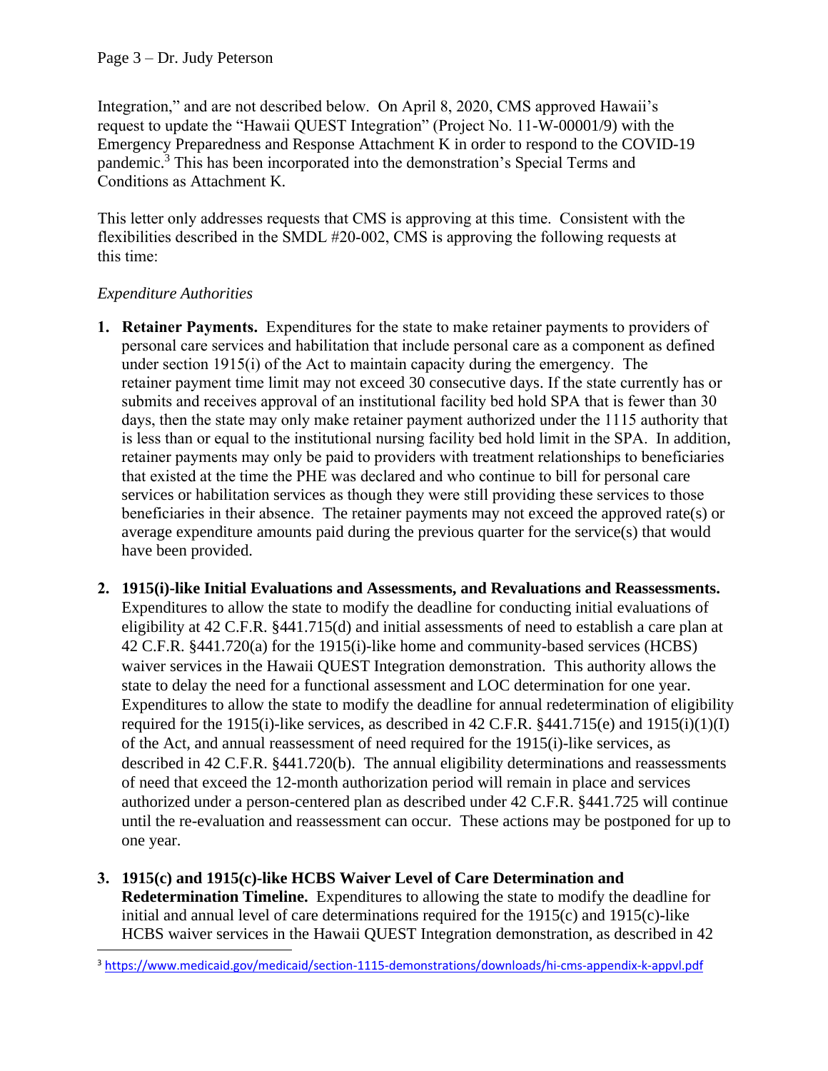Integration," and are not described below. On April 8, 2020, CMS approved Hawaii's request to update the "Hawaii QUEST Integration" (Project No. 11-W-00001/9) with the Emergency Preparedness and Response Attachment K in order to respond to the COVID-19 pandemic.[3] This has been incorporated into the demonstration's Special Terms and Conditions as Attachment K.

This letter only addresses requests that CMS is approving at this time. Consistent with the flexibilities described in the SMDL #20-002, CMS is approving the following requests at this time:

*Expenditure Authorities*

1. **Retainer Payments.** Expenditures for the state to make retainer payments to providers of personal care services and habilitation that include personal care as a component as defined under section 1915(i) of the Act to maintain capacity during the emergency. The retainer payment time limit may not exceed 30 consecutive days. If the state currently has or submits and receives approval of an institutional facility bed hold SPA that is fewer than 30 days, then the state may only make retainer payment authorized under the 1115 authority that is less than or equal to the institutional nursing facility bed hold limit in the SPA. In addition, retainer payments may only be paid to providers with treatment relationships to beneficiaries that existed at the time the PHE was declared and who continue to bill for personal care services or habilitation services as though they were still providing these services to those beneficiaries in their absence. The retainer payments may not exceed the approved rate(s) or average expenditure amounts paid during the previous quarter for the service(s) that would have been provided.

2. **1915(i)-like Initial Evaluations and Assessments, and Revaluations and Reassessments.** Expenditures to allow the state to modify the deadline for conducting initial evaluations of eligibility at 42 C.F.R. §441.715(d) and initial assessments of need to establish a care plan at 42 C.F.R. §441.720(a) for the 1915(i)-like home and community-based services (HCBS) waiver services in the Hawaii QUEST Integration demonstration. This authority allows the state to delay the need for a functional assessment and LOC determination for one year. Expenditures to allow the state to modify the deadline for annual redetermination of eligibility required for the 1915(i)-like services, as described in 42 C.F.R. §441.715(e) and 1915(i)(1)(I) of the Act, and annual reassessment of need required for the 1915(i)-like services, as described in 42 C.F.R. §441.720(b). The annual eligibility determinations and reassessments of need that exceed the 12-month authorization period will remain in place and services authorized under a person-centered plan as described under 42 C.F.R. §441.725 will continue until the re-evaluation and reassessment can occur. These actions may be postponed for up to one year.

3. **1915(c) and 1915(c)-like HCBS Waiver Level of Care Determination and Redetermination Timeline.** Expenditures to allowing the state to modify the deadline for initial and annual level of care determinations required for the 1915(c) and 1915(c)-like HCBS waiver services in the Hawaii QUEST Integration demonstration, as described in 42

[3] https://www.medicaid.gov/medicaid/section-1115-demonstrations/downloads/hi-cms-appendix-k-appvl.pdf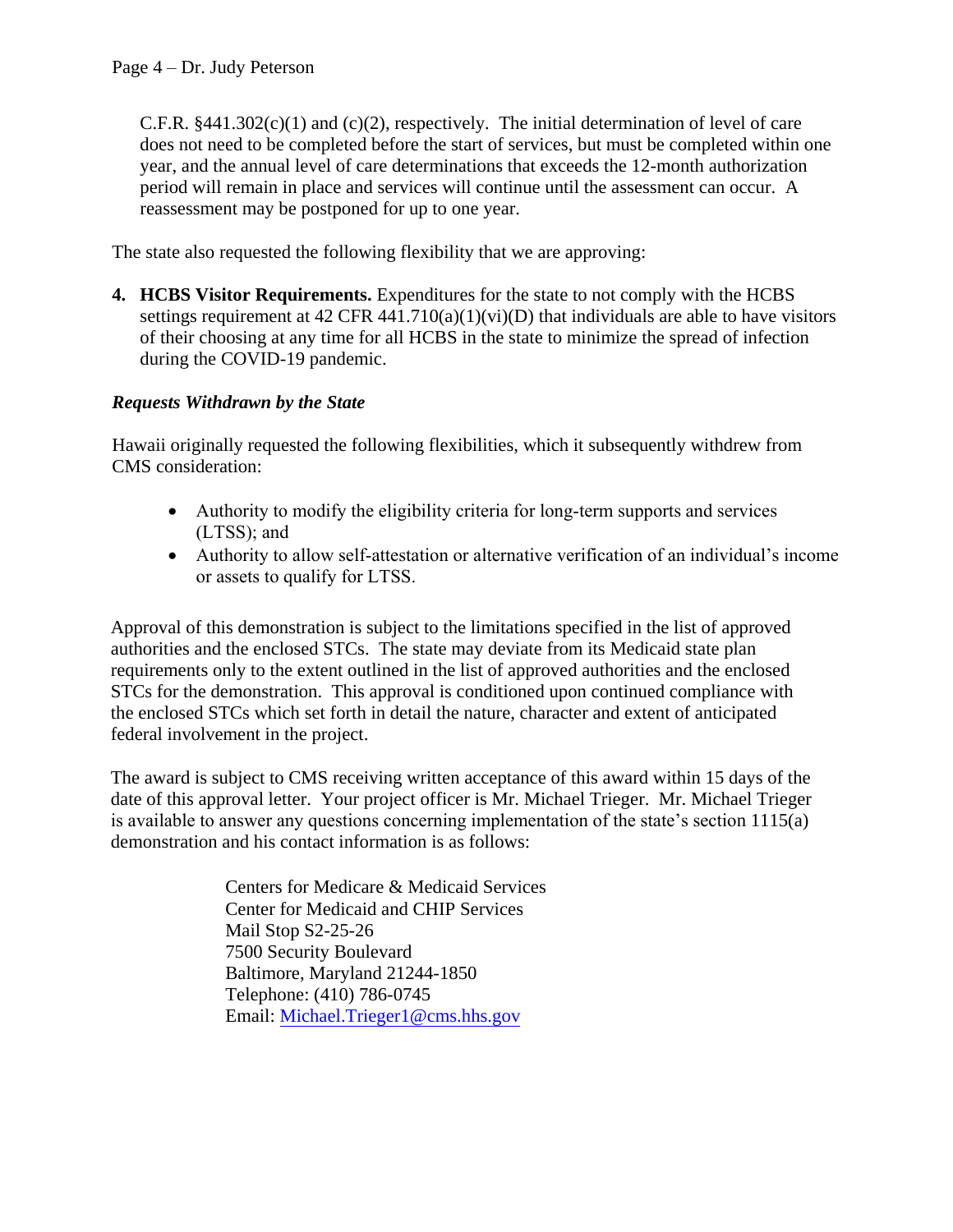C.F.R. §441.302(c)(1) and (c)(2), respectively. The initial determination of level of care does not need to be completed before the start of services, but must be completed within one year, and the annual level of care determinations that exceeds the 12-month authorization period will remain in place and services will continue until the assessment can occur. A reassessment may be postponed for up to one year.

The state also requested the following flexibility that we are approving:

4. **HCBS Visitor Requirements.** Expenditures for the state to not comply with the HCBS settings requirement at 42 CFR 441.710(a)(1)(vi)(D) that individuals are able to have visitors of their choosing at any time for all HCBS in the state to minimize the spread of infection during the COVID-19 pandemic.

***Requests Withdrawn by the State***

Hawaii originally requested the following flexibilities, which it subsequently withdrew from CMS consideration:

- Authority to modify the eligibility criteria for long-term supports and services (LTSS); and
- Authority to allow self-attestation or alternative verification of an individual's income or assets to qualify for LTSS.

Approval of this demonstration is subject to the limitations specified in the list of approved authorities and the enclosed STCs. The state may deviate from its Medicaid state plan requirements only to the extent outlined in the list of approved authorities and the enclosed STCs for the demonstration. This approval is conditioned upon continued compliance with the enclosed STCs which set forth in detail the nature, character and extent of anticipated federal involvement in the project.

The award is subject to CMS receiving written acceptance of this award within 15 days of the date of this approval letter. Your project officer is Mr. Michael Trieger. Mr. Michael Trieger is available to answer any questions concerning implementation of the state's section 1115(a) demonstration and his contact information is as follows:

Centers for Medicare & Medicaid Services
Center for Medicaid and CHIP Services
Mail Stop S2-25-26
7500 Security Boulevard
Baltimore, Maryland 21244-1850
Telephone: (410) 786-0745
Email: Michael.Trieger1@cms.hhs.gov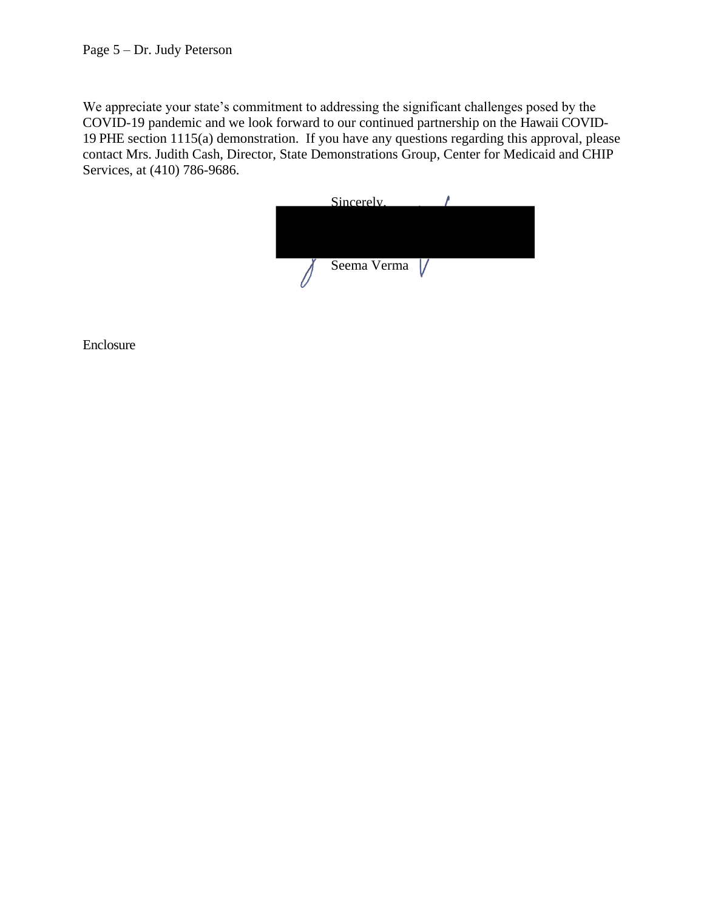We appreciate your state's commitment to addressing the significant challenges posed by the COVID-19 pandemic and we look forward to our continued partnership on the Hawaii COVID-19 PHE section 1115(a) demonstration. If you have any questions regarding this approval, please contact Mrs. Judith Cash, Director, State Demonstrations Group, Center for Medicaid and CHIP Services, at (410) 786-9686.

Sincerely,

Seema Verma

Enclosure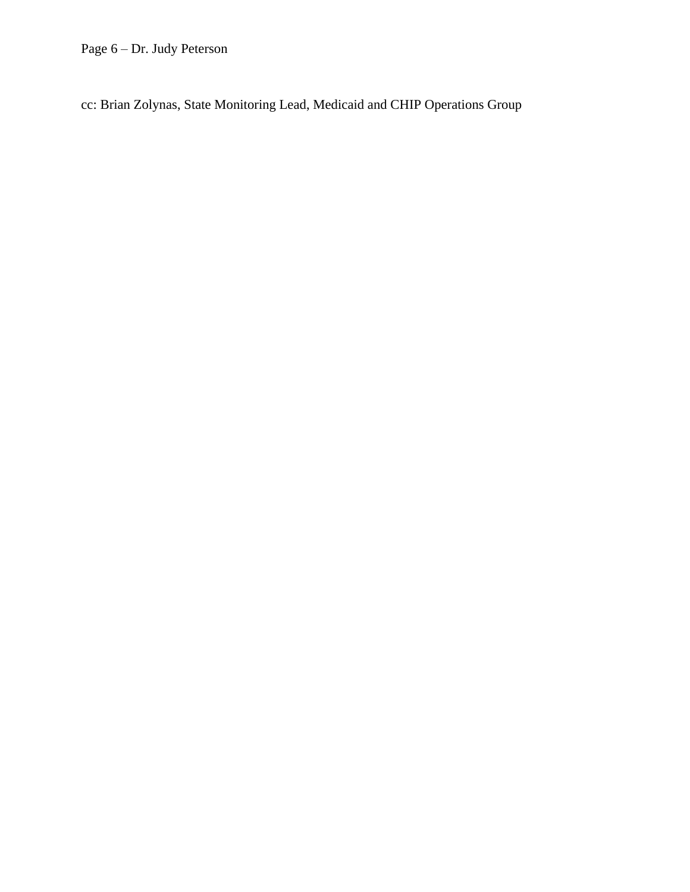cc: Brian Zolynas, State Monitoring Lead, Medicaid and CHIP Operations Group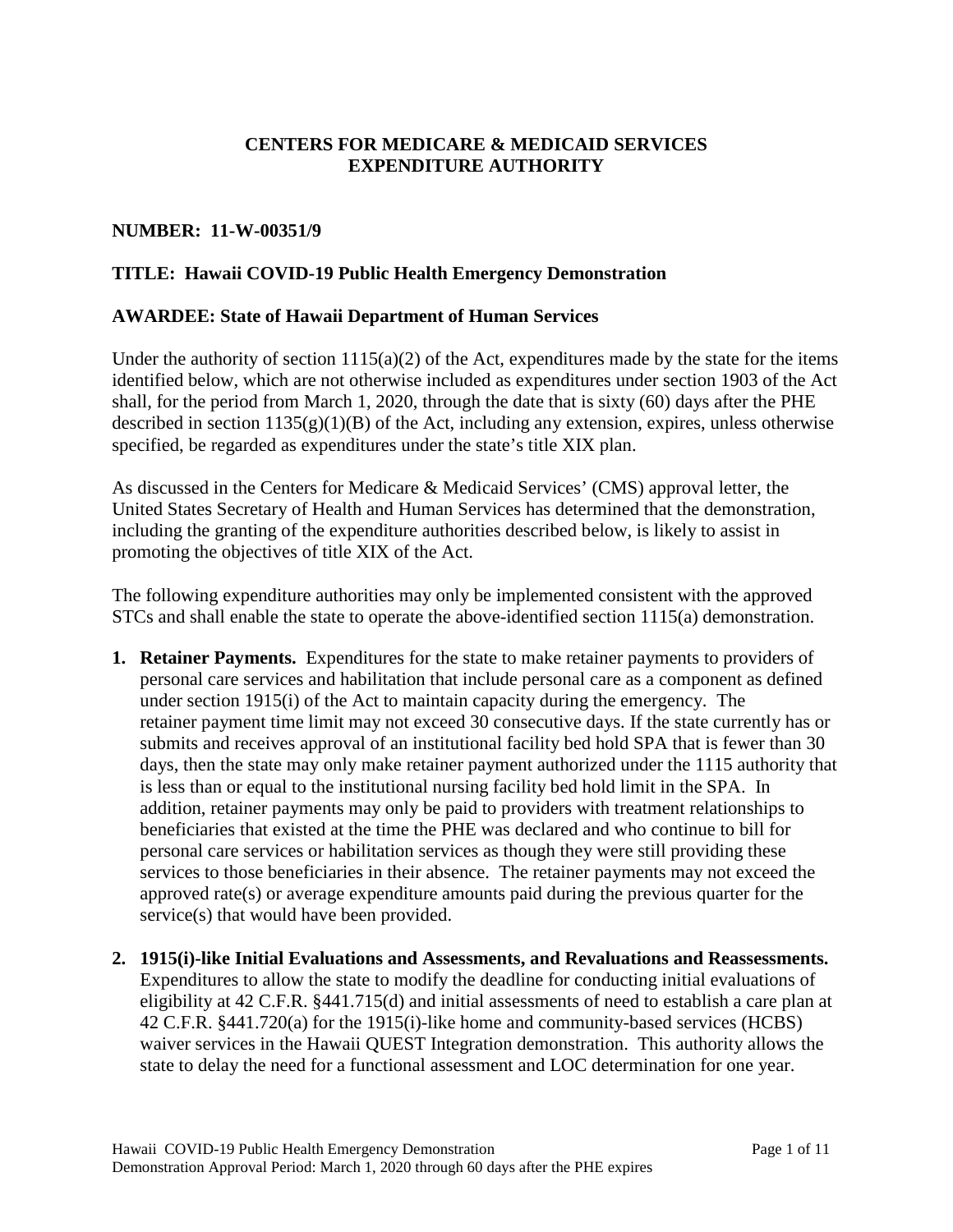**CENTERS FOR MEDICARE & MEDICAID SERVICES**
**EXPENDITURE AUTHORITY**

**NUMBER: 11-W-00351/9**

**TITLE: Hawaii COVID-19 Public Health Emergency Demonstration**

**AWARDEE: State of Hawaii Department of Human Services**

Under the authority of section 1115(a)(2) of the Act, expenditures made by the state for the items identified below, which are not otherwise included as expenditures under section 1903 of the Act shall, for the period from March 1, 2020, through the date that is sixty (60) days after the PHE described in section 1135(g)(1)(B) of the Act, including any extension, expires, unless otherwise specified, be regarded as expenditures under the state's title XIX plan.

As discussed in the Centers for Medicare & Medicaid Services' (CMS) approval letter, the United States Secretary of Health and Human Services has determined that the demonstration, including the granting of the expenditure authorities described below, is likely to assist in promoting the objectives of title XIX of the Act.

The following expenditure authorities may only be implemented consistent with the approved STCs and shall enable the state to operate the above-identified section 1115(a) demonstration.

1. **Retainer Payments.** Expenditures for the state to make retainer payments to providers of personal care services and habilitation that include personal care as a component as defined under section 1915(i) of the Act to maintain capacity during the emergency. The retainer payment time limit may not exceed 30 consecutive days. If the state currently has or submits and receives approval of an institutional facility bed hold SPA that is fewer than 30 days, then the state may only make retainer payment authorized under the 1115 authority that is less than or equal to the institutional nursing facility bed hold limit in the SPA. In addition, retainer payments may only be paid to providers with treatment relationships to beneficiaries that existed at the time the PHE was declared and who continue to bill for personal care services or habilitation services as though they were still providing these services to those beneficiaries in their absence. The retainer payments may not exceed the approved rate(s) or average expenditure amounts paid during the previous quarter for the service(s) that would have been provided.

2. **1915(i)-like Initial Evaluations and Assessments, and Revaluations and Reassessments.** Expenditures to allow the state to modify the deadline for conducting initial evaluations of eligibility at 42 C.F.R. §441.715(d) and initial assessments of need to establish a care plan at 42 C.F.R. §441.720(a) for the 1915(i)-like home and community-based services (HCBS) waiver services in the Hawaii QUEST Integration demonstration. This authority allows the state to delay the need for a functional assessment and LOC determination for one year.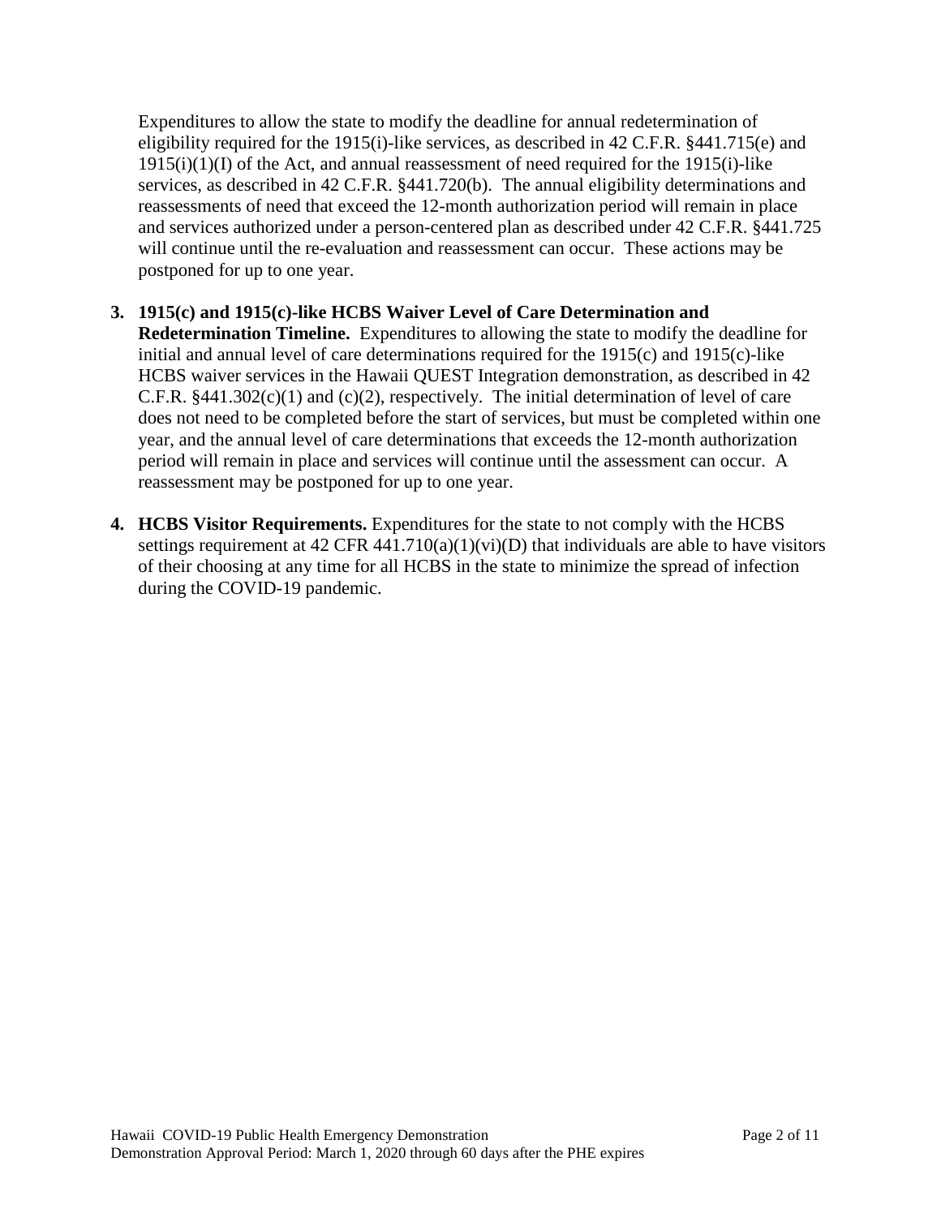Expenditures to allow the state to modify the deadline for annual redetermination of eligibility required for the 1915(i)-like services, as described in 42 C.F.R. §441.715(e) and 1915(i)(1)(I) of the Act, and annual reassessment of need required for the 1915(i)-like services, as described in 42 C.F.R. §441.720(b). The annual eligibility determinations and reassessments of need that exceed the 12-month authorization period will remain in place and services authorized under a person-centered plan as described under 42 C.F.R. §441.725 will continue until the re-evaluation and reassessment can occur. These actions may be postponed for up to one year.

3. **1915(c) and 1915(c)-like HCBS Waiver Level of Care Determination and Redetermination Timeline.** Expenditures to allowing the state to modify the deadline for initial and annual level of care determinations required for the 1915(c) and 1915(c)-like HCBS waiver services in the Hawaii QUEST Integration demonstration, as described in 42 C.F.R. §441.302(c)(1) and (c)(2), respectively. The initial determination of level of care does not need to be completed before the start of services, but must be completed within one year, and the annual level of care determinations that exceeds the 12-month authorization period will remain in place and services will continue until the assessment can occur. A reassessment may be postponed for up to one year.

4. **HCBS Visitor Requirements.** Expenditures for the state to not comply with the HCBS settings requirement at 42 CFR 441.710(a)(1)(vi)(D) that individuals are able to have visitors of their choosing at any time for all HCBS in the state to minimize the spread of infection during the COVID-19 pandemic.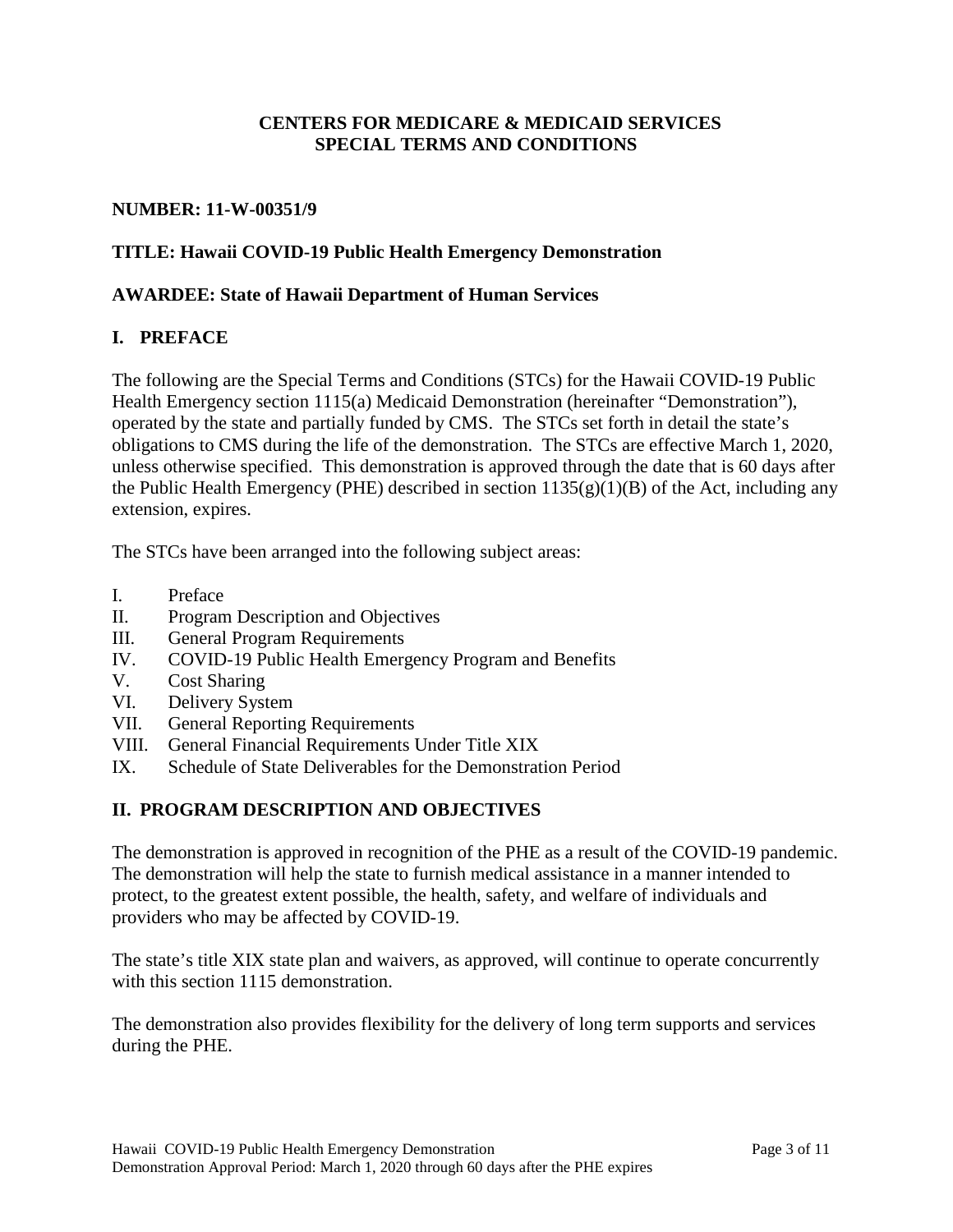**CENTERS FOR MEDICARE & MEDICAID SERVICES**
**SPECIAL TERMS AND CONDITIONS**

**NUMBER: 11-W-00351/9**

**TITLE: Hawaii COVID-19 Public Health Emergency Demonstration**

**AWARDEE: State of Hawaii Department of Human Services**

## I. PREFACE

The following are the Special Terms and Conditions (STCs) for the Hawaii COVID-19 Public Health Emergency section 1115(a) Medicaid Demonstration (hereinafter "Demonstration"), operated by the state and partially funded by CMS. The STCs set forth in detail the state's obligations to CMS during the life of the demonstration. The STCs are effective March 1, 2020, unless otherwise specified. This demonstration is approved through the date that is 60 days after the Public Health Emergency (PHE) described in section 1135(g)(1)(B) of the Act, including any extension, expires.

The STCs have been arranged into the following subject areas:

- I. Preface
- II. Program Description and Objectives
- III. General Program Requirements
- IV. COVID-19 Public Health Emergency Program and Benefits
- V. Cost Sharing
- VI. Delivery System
- VII. General Reporting Requirements
- VIII. General Financial Requirements Under Title XIX
- IX. Schedule of State Deliverables for the Demonstration Period

## II. PROGRAM DESCRIPTION AND OBJECTIVES

The demonstration is approved in recognition of the PHE as a result of the COVID-19 pandemic. The demonstration will help the state to furnish medical assistance in a manner intended to protect, to the greatest extent possible, the health, safety, and welfare of individuals and providers who may be affected by COVID-19.

The state's title XIX state plan and waivers, as approved, will continue to operate concurrently with this section 1115 demonstration.

The demonstration also provides flexibility for the delivery of long term supports and services during the PHE.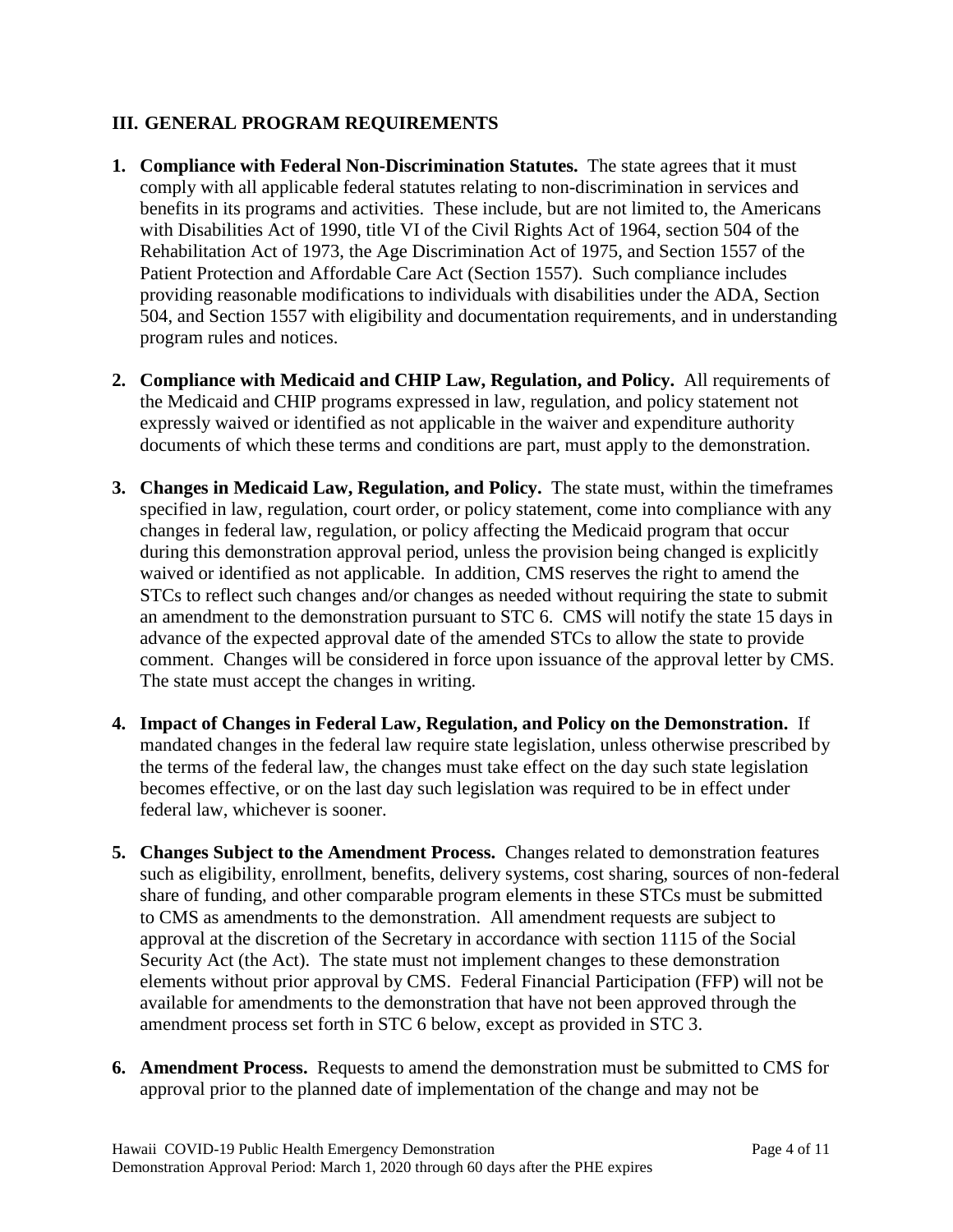## III. GENERAL PROGRAM REQUIREMENTS

1. **Compliance with Federal Non-Discrimination Statutes.** The state agrees that it must comply with all applicable federal statutes relating to non-discrimination in services and benefits in its programs and activities. These include, but are not limited to, the Americans with Disabilities Act of 1990, title VI of the Civil Rights Act of 1964, section 504 of the Rehabilitation Act of 1973, the Age Discrimination Act of 1975, and Section 1557 of the Patient Protection and Affordable Care Act (Section 1557). Such compliance includes providing reasonable modifications to individuals with disabilities under the ADA, Section 504, and Section 1557 with eligibility and documentation requirements, and in understanding program rules and notices.

2. **Compliance with Medicaid and CHIP Law, Regulation, and Policy.** All requirements of the Medicaid and CHIP programs expressed in law, regulation, and policy statement not expressly waived or identified as not applicable in the waiver and expenditure authority documents of which these terms and conditions are part, must apply to the demonstration.

3. **Changes in Medicaid Law, Regulation, and Policy.** The state must, within the timeframes specified in law, regulation, court order, or policy statement, come into compliance with any changes in federal law, regulation, or policy affecting the Medicaid program that occur during this demonstration approval period, unless the provision being changed is explicitly waived or identified as not applicable. In addition, CMS reserves the right to amend the STCs to reflect such changes and/or changes as needed without requiring the state to submit an amendment to the demonstration pursuant to STC 6. CMS will notify the state 15 days in advance of the expected approval date of the amended STCs to allow the state to provide comment. Changes will be considered in force upon issuance of the approval letter by CMS. The state must accept the changes in writing.

4. **Impact of Changes in Federal Law, Regulation, and Policy on the Demonstration.** If mandated changes in the federal law require state legislation, unless otherwise prescribed by the terms of the federal law, the changes must take effect on the day such state legislation becomes effective, or on the last day such legislation was required to be in effect under federal law, whichever is sooner.

5. **Changes Subject to the Amendment Process.** Changes related to demonstration features such as eligibility, enrollment, benefits, delivery systems, cost sharing, sources of non-federal share of funding, and other comparable program elements in these STCs must be submitted to CMS as amendments to the demonstration. All amendment requests are subject to approval at the discretion of the Secretary in accordance with section 1115 of the Social Security Act (the Act). The state must not implement changes to these demonstration elements without prior approval by CMS. Federal Financial Participation (FFP) will not be available for amendments to the demonstration that have not been approved through the amendment process set forth in STC 6 below, except as provided in STC 3.

6. **Amendment Process.** Requests to amend the demonstration must be submitted to CMS for approval prior to the planned date of implementation of the change and may not be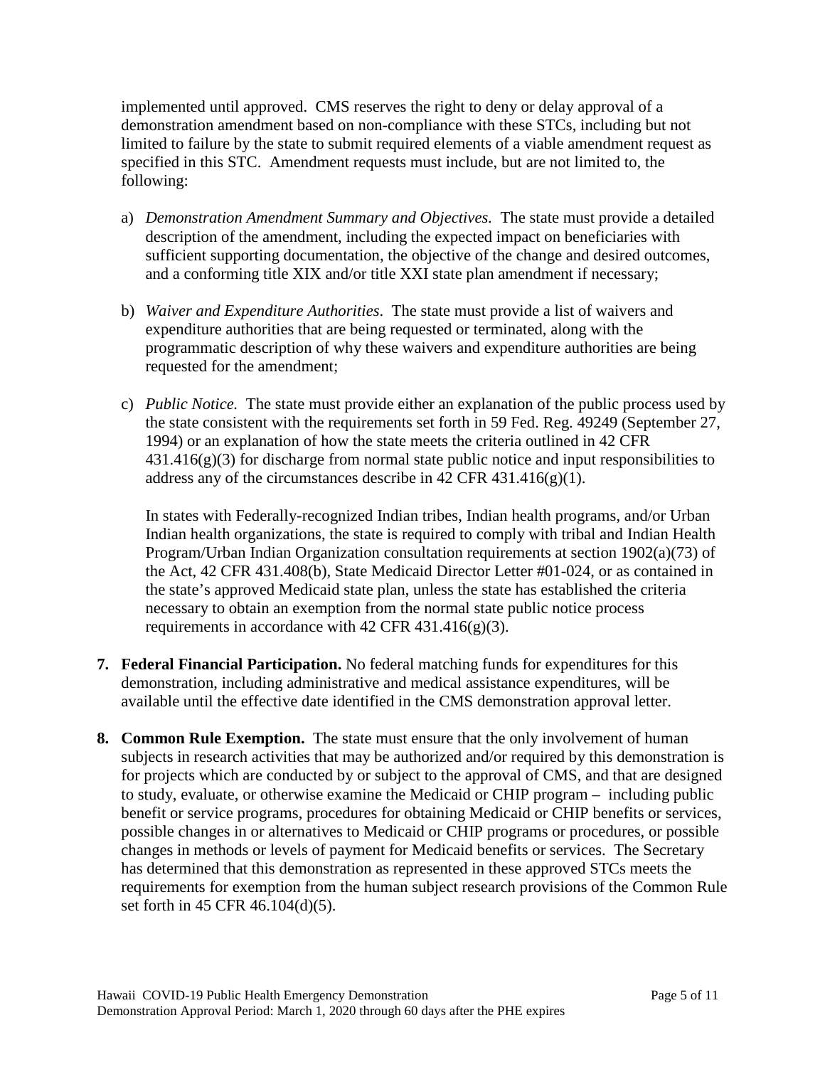implemented until approved. CMS reserves the right to deny or delay approval of a demonstration amendment based on non-compliance with these STCs, including but not limited to failure by the state to submit required elements of a viable amendment request as specified in this STC. Amendment requests must include, but are not limited to, the following:

a) *Demonstration Amendment Summary and Objectives*. The state must provide a detailed description of the amendment, including the expected impact on beneficiaries with sufficient supporting documentation, the objective of the change and desired outcomes, and a conforming title XIX and/or title XXI state plan amendment if necessary;

b) *Waiver and Expenditure Authorities*. The state must provide a list of waivers and expenditure authorities that are being requested or terminated, along with the programmatic description of why these waivers and expenditure authorities are being requested for the amendment;

c) *Public Notice.* The state must provide either an explanation of the public process used by the state consistent with the requirements set forth in 59 Fed. Reg. 49249 (September 27, 1994) or an explanation of how the state meets the criteria outlined in 42 CFR 431.416(g)(3) for discharge from normal state public notice and input responsibilities to address any of the circumstances describe in 42 CFR 431.416(g)(1).

   In states with Federally-recognized Indian tribes, Indian health programs, and/or Urban Indian health organizations, the state is required to comply with tribal and Indian Health Program/Urban Indian Organization consultation requirements at section 1902(a)(73) of the Act, 42 CFR 431.408(b), State Medicaid Director Letter #01-024, or as contained in the state's approved Medicaid state plan, unless the state has established the criteria necessary to obtain an exemption from the normal state public notice process requirements in accordance with 42 CFR 431.416(g)(3).

**7. Federal Financial Participation.** No federal matching funds for expenditures for this demonstration, including administrative and medical assistance expenditures, will be available until the effective date identified in the CMS demonstration approval letter.

**8. Common Rule Exemption.** The state must ensure that the only involvement of human subjects in research activities that may be authorized and/or required by this demonstration is for projects which are conducted by or subject to the approval of CMS, and that are designed to study, evaluate, or otherwise examine the Medicaid or CHIP program – including public benefit or service programs, procedures for obtaining Medicaid or CHIP benefits or services, possible changes in or alternatives to Medicaid or CHIP programs or procedures, or possible changes in methods or levels of payment for Medicaid benefits or services. The Secretary has determined that this demonstration as represented in these approved STCs meets the requirements for exemption from the human subject research provisions of the Common Rule set forth in 45 CFR 46.104(d)(5).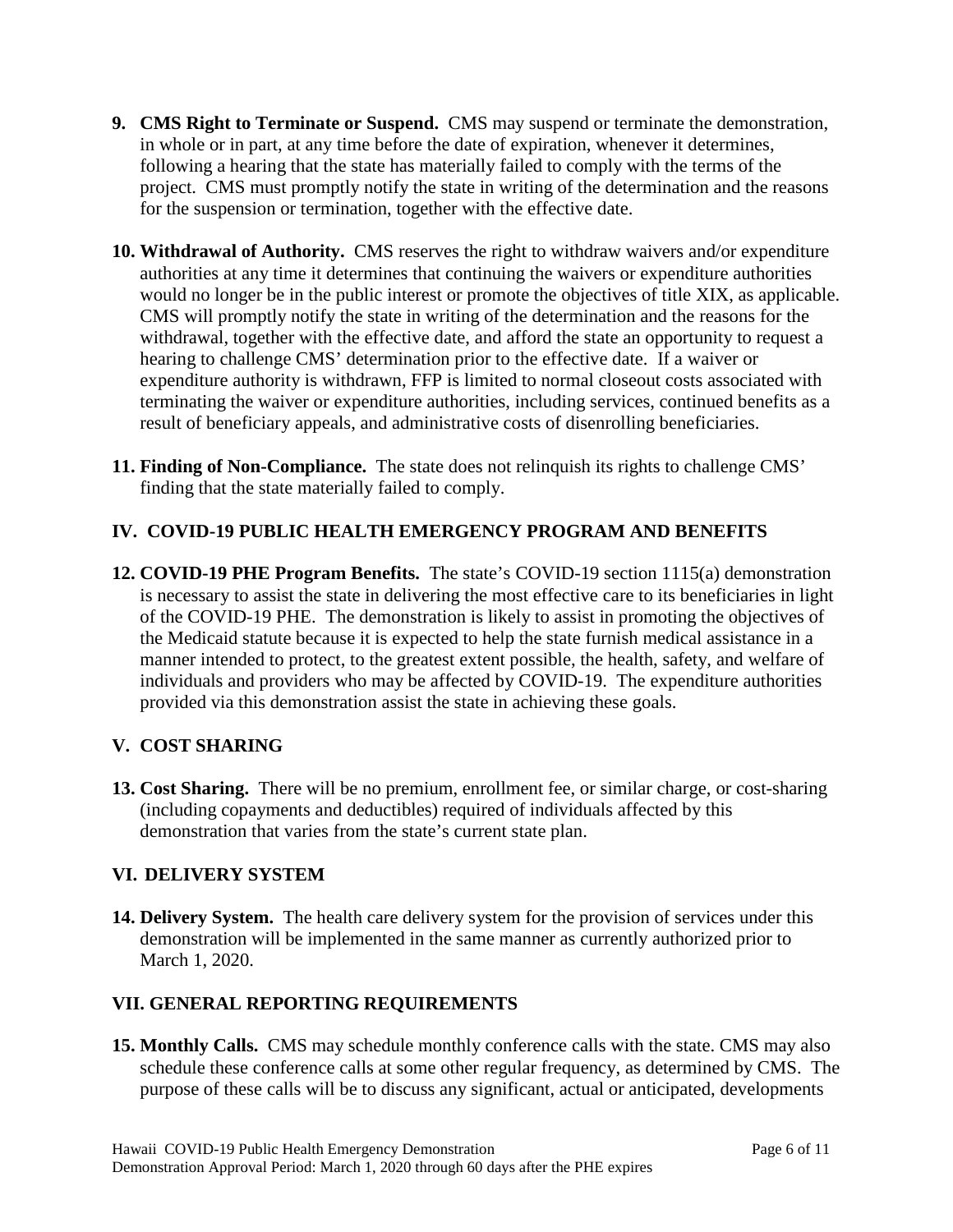9. **CMS Right to Terminate or Suspend.** CMS may suspend or terminate the demonstration, in whole or in part, at any time before the date of expiration, whenever it determines, following a hearing that the state has materially failed to comply with the terms of the project. CMS must promptly notify the state in writing of the determination and the reasons for the suspension or termination, together with the effective date.

10. **Withdrawal of Authority.** CMS reserves the right to withdraw waivers and/or expenditure authorities at any time it determines that continuing the waivers or expenditure authorities would no longer be in the public interest or promote the objectives of title XIX, as applicable. CMS will promptly notify the state in writing of the determination and the reasons for the withdrawal, together with the effective date, and afford the state an opportunity to request a hearing to challenge CMS' determination prior to the effective date. If a waiver or expenditure authority is withdrawn, FFP is limited to normal closeout costs associated with terminating the waiver or expenditure authorities, including services, continued benefits as a result of beneficiary appeals, and administrative costs of disenrolling beneficiaries.

11. **Finding of Non-Compliance.** The state does not relinquish its rights to challenge CMS' finding that the state materially failed to comply.

## IV. COVID-19 PUBLIC HEALTH EMERGENCY PROGRAM AND BENEFITS

12. **COVID-19 PHE Program Benefits.** The state's COVID-19 section 1115(a) demonstration is necessary to assist the state in delivering the most effective care to its beneficiaries in light of the COVID-19 PHE. The demonstration is likely to assist in promoting the objectives of the Medicaid statute because it is expected to help the state furnish medical assistance in a manner intended to protect, to the greatest extent possible, the health, safety, and welfare of individuals and providers who may be affected by COVID-19. The expenditure authorities provided via this demonstration assist the state in achieving these goals.

## V. COST SHARING

13. **Cost Sharing.** There will be no premium, enrollment fee, or similar charge, or cost-sharing (including copayments and deductibles) required of individuals affected by this demonstration that varies from the state's current state plan.

## VI. DELIVERY SYSTEM

14. **Delivery System.** The health care delivery system for the provision of services under this demonstration will be implemented in the same manner as currently authorized prior to March 1, 2020.

## VII. GENERAL REPORTING REQUIREMENTS

15. **Monthly Calls.** CMS may schedule monthly conference calls with the state. CMS may also schedule these conference calls at some other regular frequency, as determined by CMS. The purpose of these calls will be to discuss any significant, actual or anticipated, developments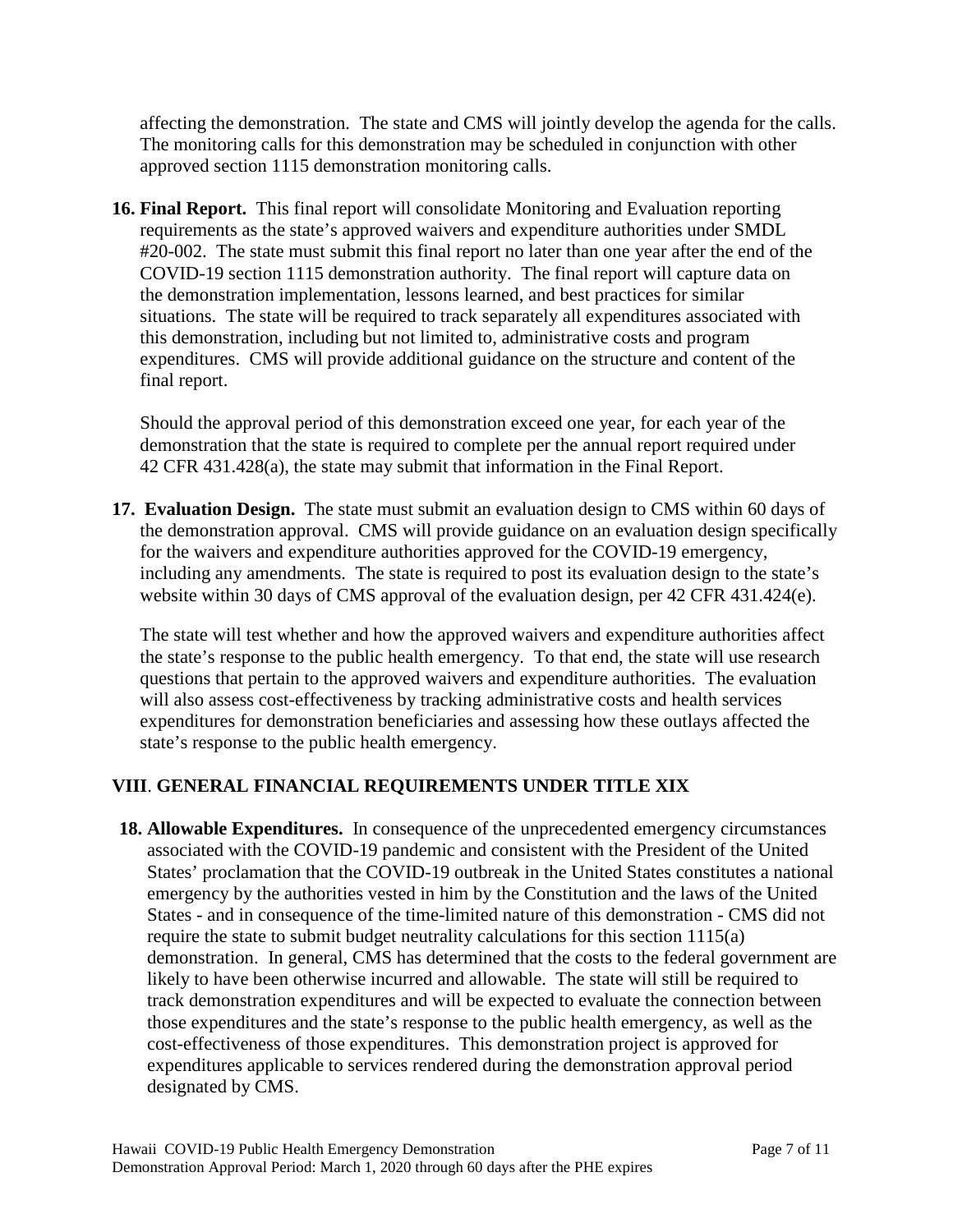affecting the demonstration. The state and CMS will jointly develop the agenda for the calls. The monitoring calls for this demonstration may be scheduled in conjunction with other approved section 1115 demonstration monitoring calls.

16. **Final Report.** This final report will consolidate Monitoring and Evaluation reporting requirements as the state's approved waivers and expenditure authorities under SMDL #20-002. The state must submit this final report no later than one year after the end of the COVID-19 section 1115 demonstration authority. The final report will capture data on the demonstration implementation, lessons learned, and best practices for similar situations. The state will be required to track separately all expenditures associated with this demonstration, including but not limited to, administrative costs and program expenditures. CMS will provide additional guidance on the structure and content of the final report.

    Should the approval period of this demonstration exceed one year, for each year of the demonstration that the state is required to complete per the annual report required under 42 CFR 431.428(a), the state may submit that information in the Final Report.

17. **Evaluation Design.** The state must submit an evaluation design to CMS within 60 days of the demonstration approval. CMS will provide guidance on an evaluation design specifically for the waivers and expenditure authorities approved for the COVID-19 emergency, including any amendments. The state is required to post its evaluation design to the state's website within 30 days of CMS approval of the evaluation design, per 42 CFR 431.424(e).

    The state will test whether and how the approved waivers and expenditure authorities affect the state's response to the public health emergency. To that end, the state will use research questions that pertain to the approved waivers and expenditure authorities. The evaluation will also assess cost-effectiveness by tracking administrative costs and health services expenditures for demonstration beneficiaries and assessing how these outlays affected the state's response to the public health emergency.

## VIII. GENERAL FINANCIAL REQUIREMENTS UNDER TITLE XIX

18. **Allowable Expenditures.** In consequence of the unprecedented emergency circumstances associated with the COVID-19 pandemic and consistent with the President of the United States' proclamation that the COVID-19 outbreak in the United States constitutes a national emergency by the authorities vested in him by the Constitution and the laws of the United States - and in consequence of the time-limited nature of this demonstration - CMS did not require the state to submit budget neutrality calculations for this section 1115(a) demonstration. In general, CMS has determined that the costs to the federal government are likely to have been otherwise incurred and allowable. The state will still be required to track demonstration expenditures and will be expected to evaluate the connection between those expenditures and the state's response to the public health emergency, as well as the cost-effectiveness of those expenditures. This demonstration project is approved for expenditures applicable to services rendered during the demonstration approval period designated by CMS.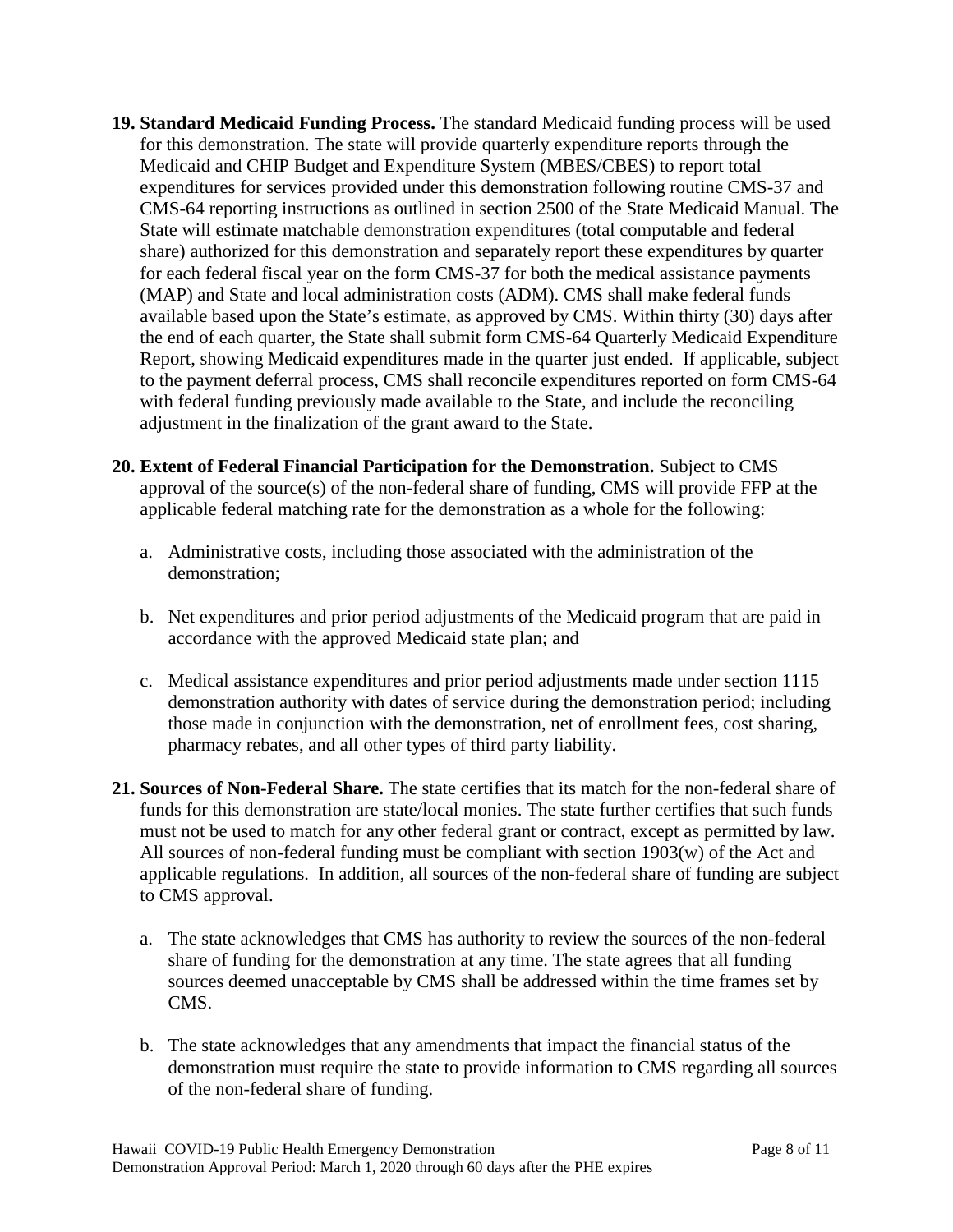**19. Standard Medicaid Funding Process.** The standard Medicaid funding process will be used for this demonstration. The state will provide quarterly expenditure reports through the Medicaid and CHIP Budget and Expenditure System (MBES/CBES) to report total expenditures for services provided under this demonstration following routine CMS-37 and CMS-64 reporting instructions as outlined in section 2500 of the State Medicaid Manual. The State will estimate matchable demonstration expenditures (total computable and federal share) authorized for this demonstration and separately report these expenditures by quarter for each federal fiscal year on the form CMS-37 for both the medical assistance payments (MAP) and State and local administration costs (ADM). CMS shall make federal funds available based upon the State's estimate, as approved by CMS. Within thirty (30) days after the end of each quarter, the State shall submit form CMS-64 Quarterly Medicaid Expenditure Report, showing Medicaid expenditures made in the quarter just ended. If applicable, subject to the payment deferral process, CMS shall reconcile expenditures reported on form CMS-64 with federal funding previously made available to the State, and include the reconciling adjustment in the finalization of the grant award to the State.

**20. Extent of Federal Financial Participation for the Demonstration.** Subject to CMS approval of the source(s) of the non-federal share of funding, CMS will provide FFP at the applicable federal matching rate for the demonstration as a whole for the following:

a. Administrative costs, including those associated with the administration of the demonstration;

b. Net expenditures and prior period adjustments of the Medicaid program that are paid in accordance with the approved Medicaid state plan; and

c. Medical assistance expenditures and prior period adjustments made under section 1115 demonstration authority with dates of service during the demonstration period; including those made in conjunction with the demonstration, net of enrollment fees, cost sharing, pharmacy rebates, and all other types of third party liability.

**21. Sources of Non-Federal Share.** The state certifies that its match for the non-federal share of funds for this demonstration are state/local monies. The state further certifies that such funds must not be used to match for any other federal grant or contract, except as permitted by law. All sources of non-federal funding must be compliant with section 1903(w) of the Act and applicable regulations. In addition, all sources of the non-federal share of funding are subject to CMS approval.

a. The state acknowledges that CMS has authority to review the sources of the non-federal share of funding for the demonstration at any time. The state agrees that all funding sources deemed unacceptable by CMS shall be addressed within the time frames set by CMS.

b. The state acknowledges that any amendments that impact the financial status of the demonstration must require the state to provide information to CMS regarding all sources of the non-federal share of funding.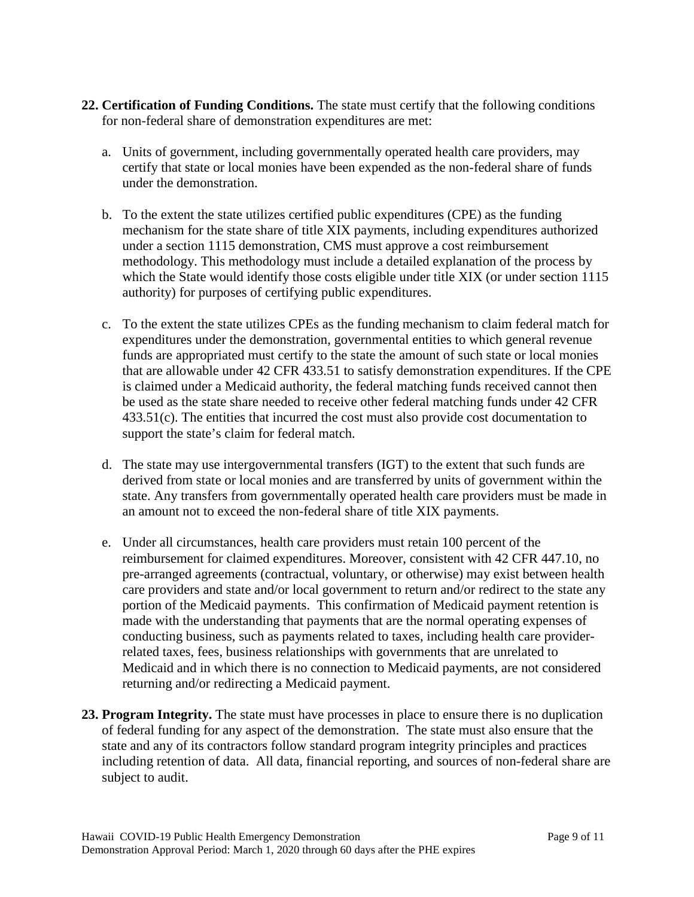**22. Certification of Funding Conditions.** The state must certify that the following conditions for non-federal share of demonstration expenditures are met:

a. Units of government, including governmentally operated health care providers, may certify that state or local monies have been expended as the non-federal share of funds under the demonstration.

b. To the extent the state utilizes certified public expenditures (CPE) as the funding mechanism for the state share of title XIX payments, including expenditures authorized under a section 1115 demonstration, CMS must approve a cost reimbursement methodology. This methodology must include a detailed explanation of the process by which the State would identify those costs eligible under title XIX (or under section 1115 authority) for purposes of certifying public expenditures.

c. To the extent the state utilizes CPEs as the funding mechanism to claim federal match for expenditures under the demonstration, governmental entities to which general revenue funds are appropriated must certify to the state the amount of such state or local monies that are allowable under 42 CFR 433.51 to satisfy demonstration expenditures. If the CPE is claimed under a Medicaid authority, the federal matching funds received cannot then be used as the state share needed to receive other federal matching funds under 42 CFR 433.51(c). The entities that incurred the cost must also provide cost documentation to support the state's claim for federal match.

d. The state may use intergovernmental transfers (IGT) to the extent that such funds are derived from state or local monies and are transferred by units of government within the state. Any transfers from governmentally operated health care providers must be made in an amount not to exceed the non-federal share of title XIX payments.

e. Under all circumstances, health care providers must retain 100 percent of the reimbursement for claimed expenditures. Moreover, consistent with 42 CFR 447.10, no pre-arranged agreements (contractual, voluntary, or otherwise) may exist between health care providers and state and/or local government to return and/or redirect to the state any portion of the Medicaid payments. This confirmation of Medicaid payment retention is made with the understanding that payments that are the normal operating expenses of conducting business, such as payments related to taxes, including health care provider-related taxes, fees, business relationships with governments that are unrelated to Medicaid and in which there is no connection to Medicaid payments, are not considered returning and/or redirecting a Medicaid payment.

**23. Program Integrity.** The state must have processes in place to ensure there is no duplication of federal funding for any aspect of the demonstration. The state must also ensure that the state and any of its contractors follow standard program integrity principles and practices including retention of data. All data, financial reporting, and sources of non-federal share are subject to audit.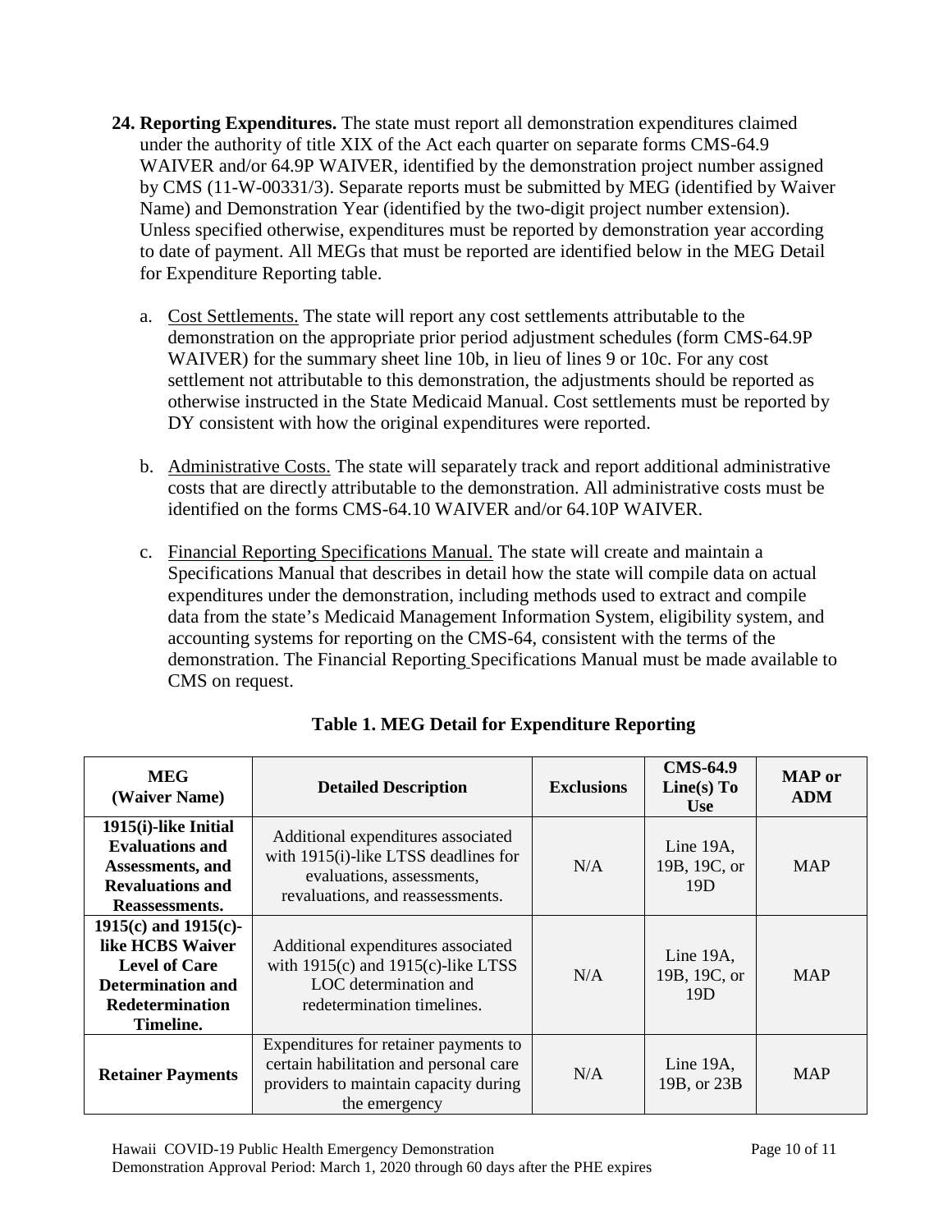**24. Reporting Expenditures.** The state must report all demonstration expenditures claimed under the authority of title XIX of the Act each quarter on separate forms CMS-64.9 WAIVER and/or 64.9P WAIVER, identified by the demonstration project number assigned by CMS (11-W-00331/3). Separate reports must be submitted by MEG (identified by Waiver Name) and Demonstration Year (identified by the two-digit project number extension). Unless specified otherwise, expenditures must be reported by demonstration year according to date of payment. All MEGs that must be reported are identified below in the MEG Detail for Expenditure Reporting table.

a. Cost Settlements. The state will report any cost settlements attributable to the demonstration on the appropriate prior period adjustment schedules (form CMS-64.9P WAIVER) for the summary sheet line 10b, in lieu of lines 9 or 10c. For any cost settlement not attributable to this demonstration, the adjustments should be reported as otherwise instructed in the State Medicaid Manual. Cost settlements must be reported by DY consistent with how the original expenditures were reported.

b. Administrative Costs. The state will separately track and report additional administrative costs that are directly attributable to the demonstration. All administrative costs must be identified on the forms CMS-64.10 WAIVER and/or 64.10P WAIVER.

c. Financial Reporting Specifications Manual. The state will create and maintain a Specifications Manual that describes in detail how the state will compile data on actual expenditures under the demonstration, including methods used to extract and compile data from the state's Medicaid Management Information System, eligibility system, and accounting systems for reporting on the CMS-64, consistent with the terms of the demonstration. The Financial Reporting Specifications Manual must be made available to CMS on request.

**Table 1. MEG Detail for Expenditure Reporting**

| MEG (Waiver Name) | Detailed Description | Exclusions | CMS-64.9 Line(s) To Use | MAP or ADM |
|---|---|---|---|---|
| **1915(i)-like Initial Evaluations and Assessments, and Revaluations and Reassessments.** | Additional expenditures associated with 1915(i)-like LTSS deadlines for evaluations, assessments, revaluations, and reassessments. | N/A | Line 19A, 19B, 19C, or 19D | MAP |
| **1915(c) and 1915(c)-like HCBS Waiver Level of Care Determination and Redetermination Timeline.** | Additional expenditures associated with 1915(c) and 1915(c)-like LTSS LOC determination and redetermination timelines. | N/A | Line 19A, 19B, 19C, or 19D | MAP |
| **Retainer Payments** | Expenditures for retainer payments to certain habilitation and personal care providers to maintain capacity during the emergency | N/A | Line 19A, 19B, or 23B | MAP |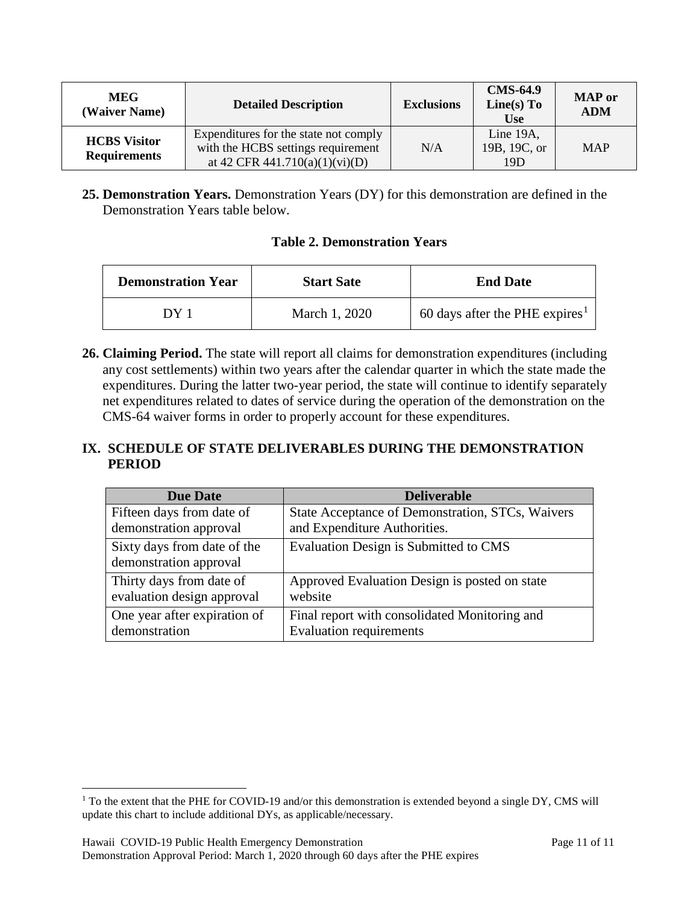| MEG (Waiver Name) | Detailed Description | Exclusions | CMS-64.9 Line(s) To Use | MAP or ADM |
|---|---|---|---|---|
| **HCBS Visitor Requirements** | Expenditures for the state not comply with the HCBS settings requirement at 42 CFR 441.710(a)(1)(vi)(D) | N/A | Line 19A, 19B, 19C, or 19D | MAP |

**25. Demonstration Years.** Demonstration Years (DY) for this demonstration are defined in the Demonstration Years table below.

**Table 2. Demonstration Years**

| Demonstration Year | Start Sate | End Date |
|---|---|---|
| DY 1 | March 1, 2020 | 60 days after the PHE expires[1] |

**26. Claiming Period.** The state will report all claims for demonstration expenditures (including any cost settlements) within two years after the calendar quarter in which the state made the expenditures. During the latter two-year period, the state will continue to identify separately net expenditures related to dates of service during the operation of the demonstration on the CMS-64 waiver forms in order to properly account for these expenditures.

## IX. SCHEDULE OF STATE DELIVERABLES DURING THE DEMONSTRATION PERIOD

| Due Date | Deliverable |
|---|---|
| Fifteen days from date of demonstration approval | State Acceptance of Demonstration, STCs, Waivers and Expenditure Authorities. |
| Sixty days from date of the demonstration approval | Evaluation Design is Submitted to CMS |
| Thirty days from date of evaluation design approval | Approved Evaluation Design is posted on state website |
| One year after expiration of demonstration | Final report with consolidated Monitoring and Evaluation requirements |

[1] To the extent that the PHE for COVID-19 and/or this demonstration is extended beyond a single DY, CMS will update this chart to include additional DYs, as applicable/necessary.